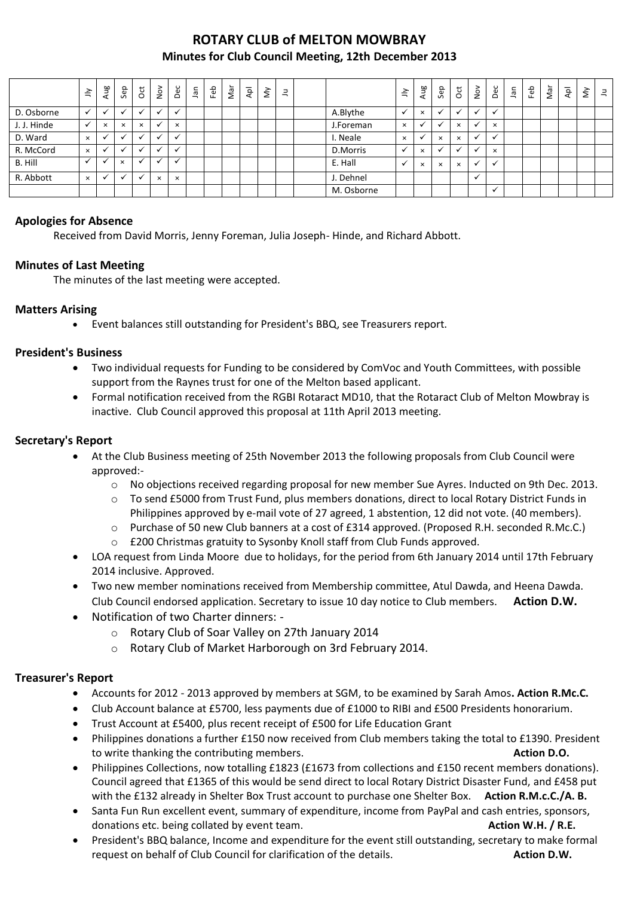# ROTARY CLUB of MELTON MOWBRAY

## Minutes for Club Council Meeting, 12th December 2013

| | Jly | Aug | Sep | Oct | Nov | Dec | Jan | Feb | Mar | Apl | My | Ju | | | Jly | Aug | Sep | Oct | Nov | Dec | Jan | Feb | Mar | Apl | My | Ju |
|---|---|---|---|---|---|---|---|---|---|---|---|---|---|---|---|---|---|---|---|---|---|---|---|---|---|---|
| D. Osborne | ✓ | ✓ | ✓ | ✓ | ✓ | ✓ | | | | | | | | A.Blythe | ✓ | × | ✓ | ✓ | ✓ | ✓ | | | | | | |
| J. J. Hinde | ✓ | × | × | × | ✓ | × | | | | | | | | J.Foreman | × | ✓ | ✓ | × | ✓ | × | | | | | | |
| D. Ward | × | ✓ | ✓ | ✓ | ✓ | ✓ | | | | | | | | I. Neale | × | ✓ | × | × | ✓ | ✓ | | | | | | |
| R. McCord | × | ✓ | ✓ | ✓ | ✓ | ✓ | | | | | | | | D.Morris | ✓ | × | ✓ | ✓ | ✓ | × | | | | | | |
| B. Hill | ✓ | ✓ | × | ✓ | ✓ | ✓ | | | | | | | | E. Hall | ✓ | × | × | × | ✓ | ✓ | | | | | | |
| R. Abbott | × | ✓ | ✓ | ✓ | × | × | | | | | | | | J. Dehnel | | | | | ✓ | | | | | | | |
| | | | | | | | | | | | | | | M. Osborne | | | | | | ✓ | | | | | | |

### Apologies for Absence

Received from David Morris, Jenny Foreman, Julia Joseph- Hinde, and Richard Abbott.

### Minutes of Last Meeting

The minutes of the last meeting were accepted.

### Matters Arising

- Event balances still outstanding for President's BBQ, see Treasurers report.

### President's Business

- Two individual requests for Funding to be considered by ComVoc and Youth Committees, with possible support from the Raynes trust for one of the Melton based applicant.
- Formal notification received from the RGBI Rotaract MD10, that the Rotaract Club of Melton Mowbray is inactive. Club Council approved this proposal at 11th April 2013 meeting.

### Secretary's Report

- At the Club Business meeting of 25th November 2013 the following proposals from Club Council were approved:-
  - No objections received regarding proposal for new member Sue Ayres. Inducted on 9th Dec. 2013.
  - To send £5000 from Trust Fund, plus members donations, direct to local Rotary District Funds in Philippines approved by e-mail vote of 27 agreed, 1 abstention, 12 did not vote. (40 members).
  - Purchase of 50 new Club banners at a cost of £314 approved. (Proposed R.H. seconded R.Mc.C.)
  - £200 Christmas gratuity to Sysonby Knoll staff from Club Funds approved.
- LOA request from Linda Moore due to holidays, for the period from 6th January 2014 until 17th February 2014 inclusive. Approved.
- Two new member nominations received from Membership committee, Atul Dawda, and Heena Dawda. Club Council endorsed application. Secretary to issue 10 day notice to Club members. **Action D.W.**
- Notification of two Charter dinners: -
  - Rotary Club of Soar Valley on 27th January 2014
  - Rotary Club of Market Harborough on 3rd February 2014.

### Treasurer's Report

- Accounts for 2012 - 2013 approved by members at SGM, to be examined by Sarah Amos**. Action R.Mc.C.**
- Club Account balance at £5700, less payments due of £1000 to RIBI and £500 Presidents honorarium.
- Trust Account at £5400, plus recent receipt of £500 for Life Education Grant
- Philippines donations a further £150 now received from Club members taking the total to £1390. President to write thanking the contributing members. **Action D.O.**
- Philippines Collections, now totalling £1823 (£1673 from collections and £150 recent members donations). Council agreed that £1365 of this would be send direct to local Rotary District Disaster Fund, and £458 put with the £132 already in Shelter Box Trust account to purchase one Shelter Box. **Action R.M.c.C./A. B.**
- Santa Fun Run excellent event, summary of expenditure, income from PayPal and cash entries, sponsors, donations etc. being collated by event team. **Action W.H. / R.E.**
- President's BBQ balance, Income and expenditure for the event still outstanding, secretary to make formal request on behalf of Club Council for clarification of the details. **Action D.W.**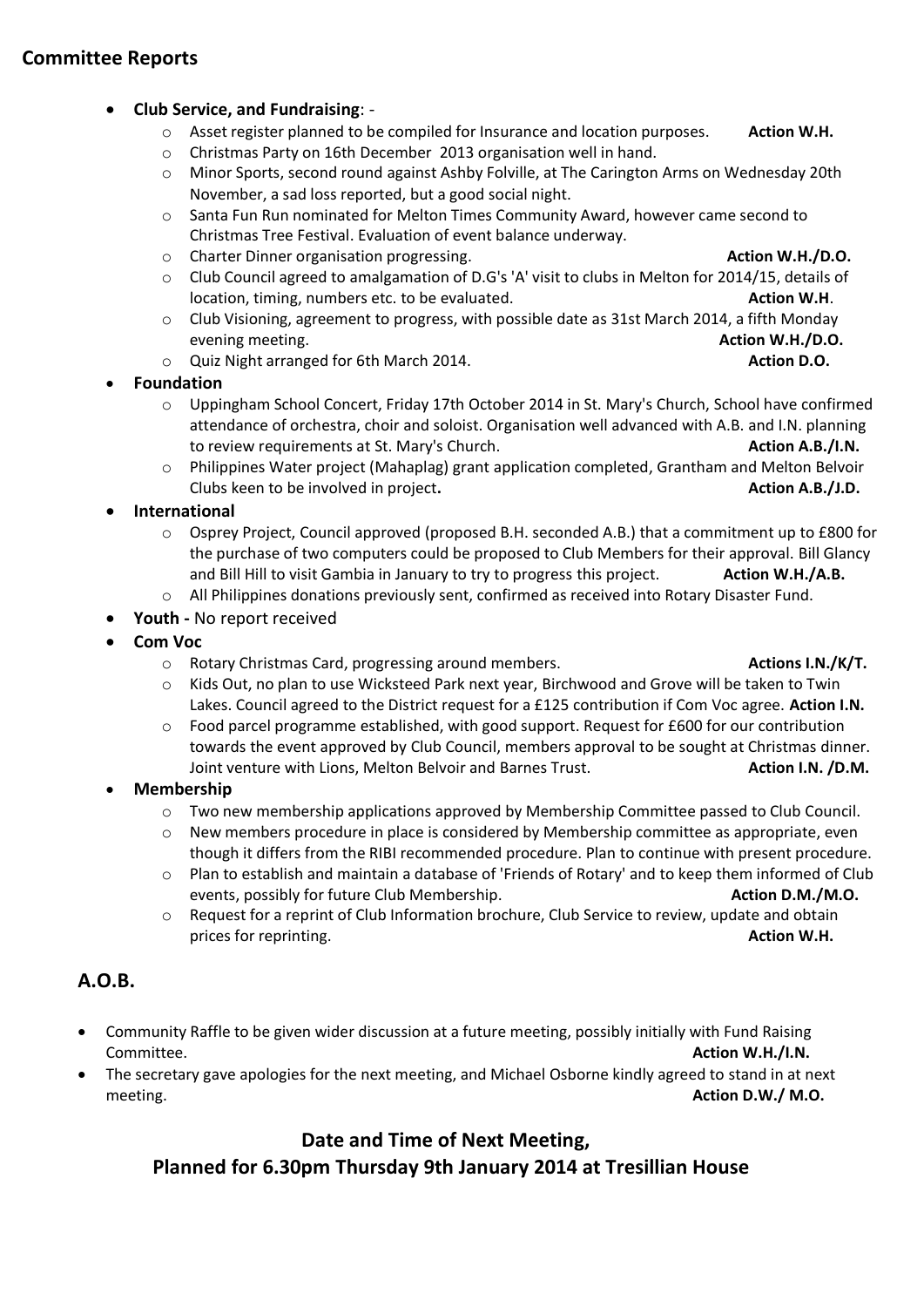## Committee Reports

- **Club Service, and Fundraising**: -
  - Asset register planned to be compiled for Insurance and location purposes. **Action W.H.**
  - Christmas Party on 16th December 2013 organisation well in hand.
  - Minor Sports, second round against Ashby Folville, at The Carington Arms on Wednesday 20th November, a sad loss reported, but a good social night.
  - Santa Fun Run nominated for Melton Times Community Award, however came second to Christmas Tree Festival. Evaluation of event balance underway.
  - Charter Dinner organisation progressing. **Action W.H./D.O.**
  - Club Council agreed to amalgamation of D.G's 'A' visit to clubs in Melton for 2014/15, details of location, timing, numbers etc. to be evaluated. **Action W.H**.
  - Club Visioning, agreement to progress, with possible date as 31st March 2014, a fifth Monday evening meeting. **Action W.H./D.O.**
  - Quiz Night arranged for 6th March 2014. **Action D.O.**
- **Foundation**
  - Uppingham School Concert, Friday 17th October 2014 in St. Mary's Church, School have confirmed attendance of orchestra, choir and soloist. Organisation well advanced with A.B. and I.N. planning to review requirements at St. Mary's Church. **Action A.B./I.N.**
  - Philippines Water project (Mahaplag) grant application completed, Grantham and Melton Belvoir Clubs keen to be involved in project**.** **Action A.B./J.D.**
- **International**
  - Osprey Project, Council approved (proposed B.H. seconded A.B.) that a commitment up to £800 for the purchase of two computers could be proposed to Club Members for their approval. Bill Glancy and Bill Hill to visit Gambia in January to try to progress this project. **Action W.H./A.B.**
  - All Philippines donations previously sent, confirmed as received into Rotary Disaster Fund.
- **Youth -** No report received
- **Com Voc**
  - Rotary Christmas Card, progressing around members. **Actions I.N./K/T.**
  - Kids Out, no plan to use Wicksteed Park next year, Birchwood and Grove will be taken to Twin Lakes. Council agreed to the District request for a £125 contribution if Com Voc agree. **Action I.N.**
  - Food parcel programme established, with good support. Request for £600 for our contribution towards the event approved by Club Council, members approval to be sought at Christmas dinner. Joint venture with Lions, Melton Belvoir and Barnes Trust. **Action I.N. /D.M.**
- **Membership**
  - Two new membership applications approved by Membership Committee passed to Club Council.
  - New members procedure in place is considered by Membership committee as appropriate, even though it differs from the RIBI recommended procedure. Plan to continue with present procedure.
  - Plan to establish and maintain a database of 'Friends of Rotary' and to keep them informed of Club events, possibly for future Club Membership. **Action D.M./M.O.**
  - Request for a reprint of Club Information brochure, Club Service to review, update and obtain prices for reprinting. **Action W.H.**

## A.O.B.

- Community Raffle to be given wider discussion at a future meeting, possibly initially with Fund Raising Committee. **Action W.H./I.N.**
- The secretary gave apologies for the next meeting, and Michael Osborne kindly agreed to stand in at next meeting. **Action D.W./ M.O.**

**Date and Time of Next Meeting,**
**Planned for 6.30pm Thursday 9th January 2014 at Tresillian House**